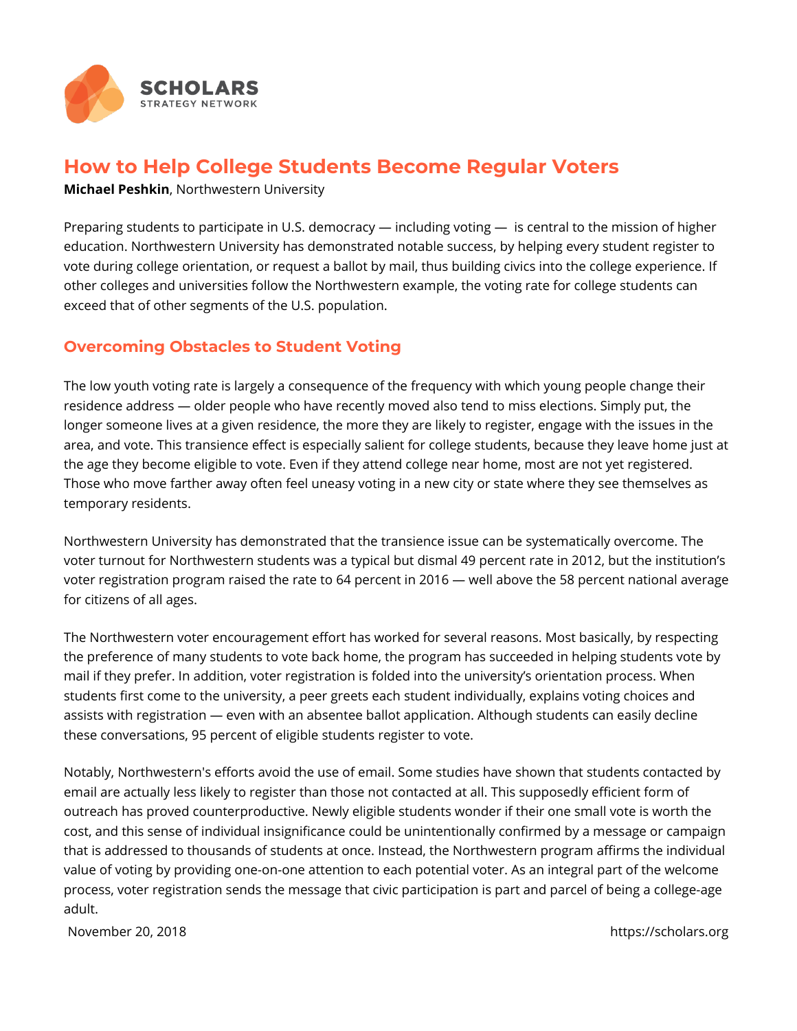SCHOLARS
STRATEGY NETWORK

# How to Help College Students Become Regular Voters

**Michael Peshkin**, Northwestern University

Preparing students to participate in U.S. democracy — including voting — is central to the mission of higher education. Northwestern University has demonstrated notable success, by helping every student register to vote during college orientation, or request a ballot by mail, thus building civics into the college experience. If other colleges and universities follow the Northwestern example, the voting rate for college students can exceed that of other segments of the U.S. population.

## Overcoming Obstacles to Student Voting

The low youth voting rate is largely a consequence of the frequency with which young people change their residence address — older people who have recently moved also tend to miss elections. Simply put, the longer someone lives at a given residence, the more they are likely to register, engage with the issues in the area, and vote. This transience effect is especially salient for college students, because they leave home just at the age they become eligible to vote. Even if they attend college near home, most are not yet registered. Those who move farther away often feel uneasy voting in a new city or state where they see themselves as temporary residents.

Northwestern University has demonstrated that the transience issue can be systematically overcome. The voter turnout for Northwestern students was a typical but dismal 49 percent rate in 2012, but the institution's voter registration program raised the rate to 64 percent in 2016 — well above the 58 percent national average for citizens of all ages.

The Northwestern voter encouragement effort has worked for several reasons. Most basically, by respecting the preference of many students to vote back home, the program has succeeded in helping students vote by mail if they prefer. In addition, voter registration is folded into the university's orientation process. When students first come to the university, a peer greets each student individually, explains voting choices and assists with registration — even with an absentee ballot application. Although students can easily decline these conversations, 95 percent of eligible students register to vote.

Notably, Northwestern's efforts avoid the use of email. Some studies have shown that students contacted by email are actually less likely to register than those not contacted at all. This supposedly efficient form of outreach has proved counterproductive. Newly eligible students wonder if their one small vote is worth the cost, and this sense of individual insignificance could be unintentionally confirmed by a message or campaign that is addressed to thousands of students at once. Instead, the Northwestern program affirms the individual value of voting by providing one-on-one attention to each potential voter. As an integral part of the welcome process, voter registration sends the message that civic participation is part and parcel of being a college-age adult.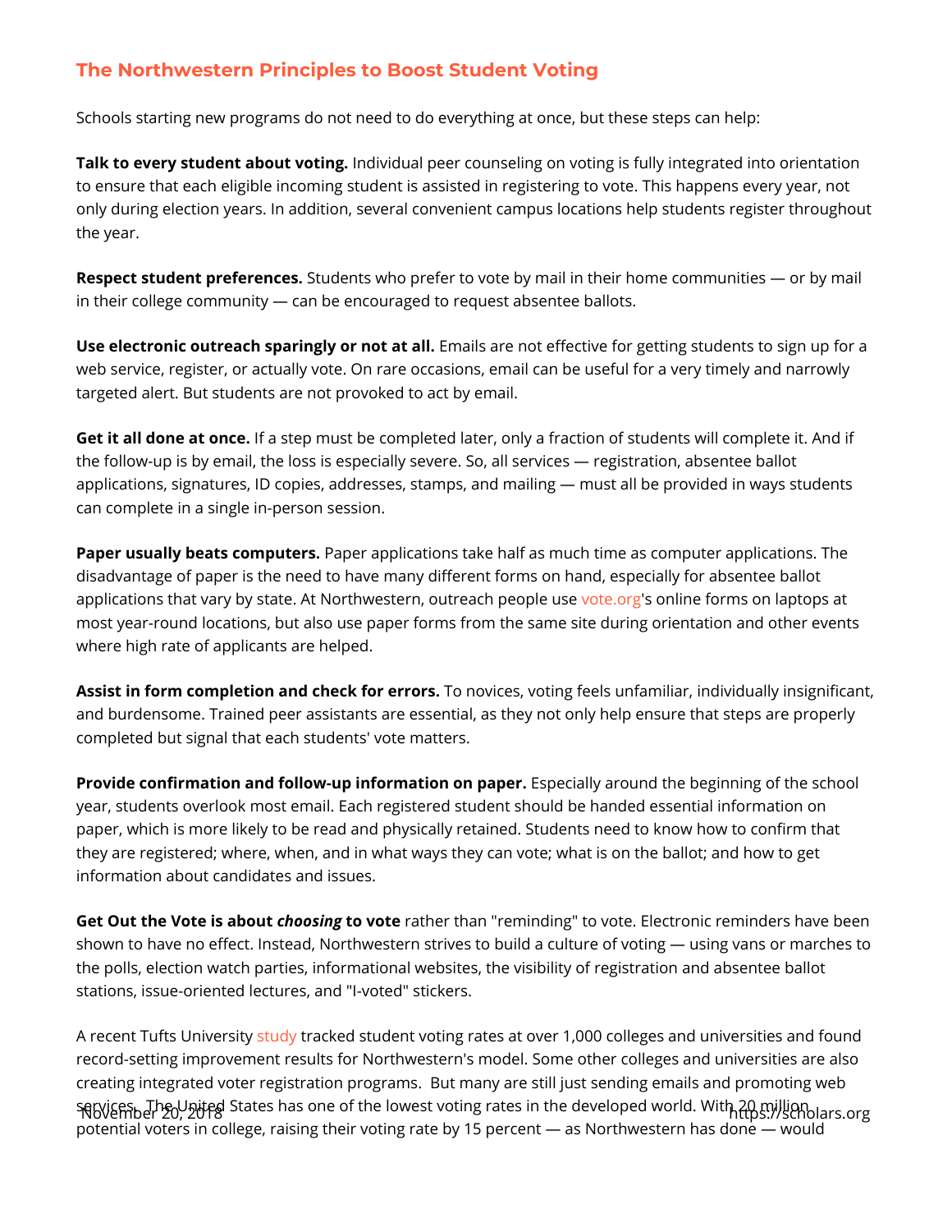## The Northwestern Principles to Boost Student Voting

Schools starting new programs do not need to do everything at once, but these steps can help:

**Talk to every student about voting.** Individual peer counseling on voting is fully integrated into orientation to ensure that each eligible incoming student is assisted in registering to vote. This happens every year, not only during election years. In addition, several convenient campus locations help students register throughout the year.

**Respect student preferences.** Students who prefer to vote by mail in their home communities — or by mail in their college community — can be encouraged to request absentee ballots.

**Use electronic outreach sparingly or not at all.** Emails are not effective for getting students to sign up for a web service, register, or actually vote. On rare occasions, email can be useful for a very timely and narrowly targeted alert. But students are not provoked to act by email.

**Get it all done at once.** If a step must be completed later, only a fraction of students will complete it. And if the follow-up is by email, the loss is especially severe. So, all services — registration, absentee ballot applications, signatures, ID copies, addresses, stamps, and mailing — must all be provided in ways students can complete in a single in-person session.

**Paper usually beats computers.** Paper applications take half as much time as computer applications. The disadvantage of paper is the need to have many different forms on hand, especially for absentee ballot applications that vary by state. At Northwestern, outreach people use vote.org's online forms on laptops at most year-round locations, but also use paper forms from the same site during orientation and other events where high rate of applicants are helped.

**Assist in form completion and check for errors.** To novices, voting feels unfamiliar, individually insignificant, and burdensome. Trained peer assistants are essential, as they not only help ensure that steps are properly completed but signal that each students' vote matters.

**Provide confirmation and follow-up information on paper.** Especially around the beginning of the school year, students overlook most email. Each registered student should be handed essential information on paper, which is more likely to be read and physically retained. Students need to know how to confirm that they are registered; where, when, and in what ways they can vote; what is on the ballot; and how to get information about candidates and issues.

**Get Out the Vote is about *choosing* to vote** rather than "reminding" to vote. Electronic reminders have been shown to have no effect. Instead, Northwestern strives to build a culture of voting — using vans or marches to the polls, election watch parties, informational websites, the visibility of registration and absentee ballot stations, issue-oriented lectures, and "I-voted" stickers.

A recent Tufts University study tracked student voting rates at over 1,000 colleges and universities and found record-setting improvement results for Northwestern's model. Some other colleges and universities are also creating integrated voter registration programs. But many are still just sending emails and promoting web services. The United States has one of the lowest voting rates in the developed world. With 20 million potential voters in college, raising their voting rate by 15 percent — as Northwestern has done — would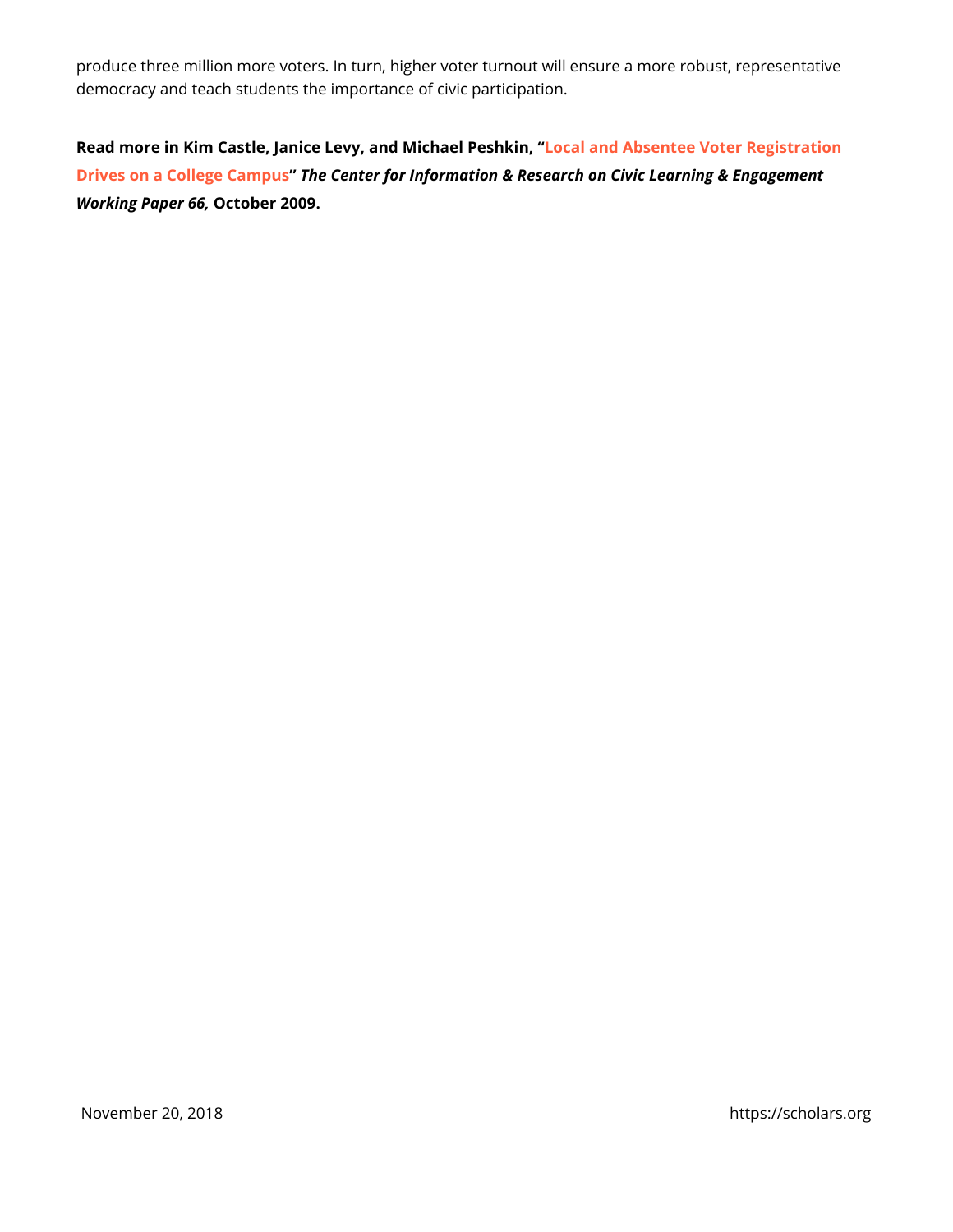produce three million more voters. In turn, higher voter turnout will ensure a more robust, representative democracy and teach students the importance of civic participation.

**Read more in Kim Castle, Janice Levy, and Michael Peshkin, "Local and Absentee Voter Registration Drives on a College Campus"** ***The Center for Information & Research on Civic Learning & Engagement Working Paper 66,*** **October 2009.**